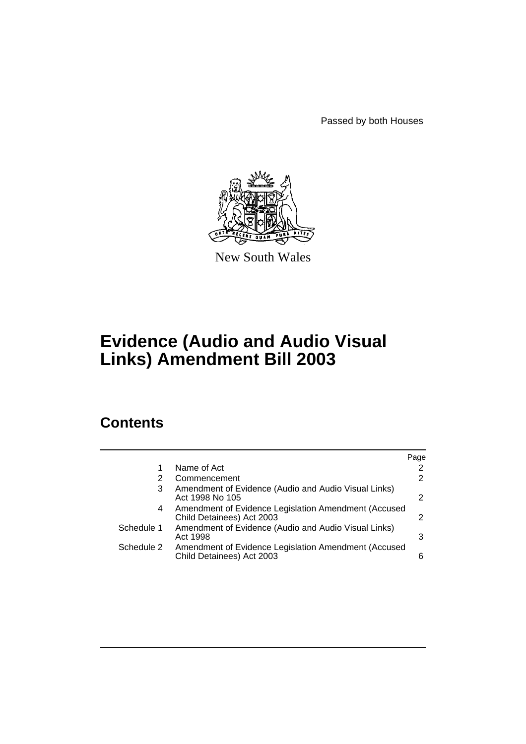Passed by both Houses

New South Wales

# Evidence (Audio and Audio Visual Links) Amendment Bill 2003

## Contents

| | | Page |
|---|---|---|
| 1 | Name of Act | 2 |
| 2 | Commencement | 2 |
| 3 | Amendment of Evidence (Audio and Audio Visual Links) Act 1998 No 105 | 2 |
| 4 | Amendment of Evidence Legislation Amendment (Accused Child Detainees) Act 2003 | 2 |
| Schedule 1 | Amendment of Evidence (Audio and Audio Visual Links) Act 1998 | 3 |
| Schedule 2 | Amendment of Evidence Legislation Amendment (Accused Child Detainees) Act 2003 | 6 |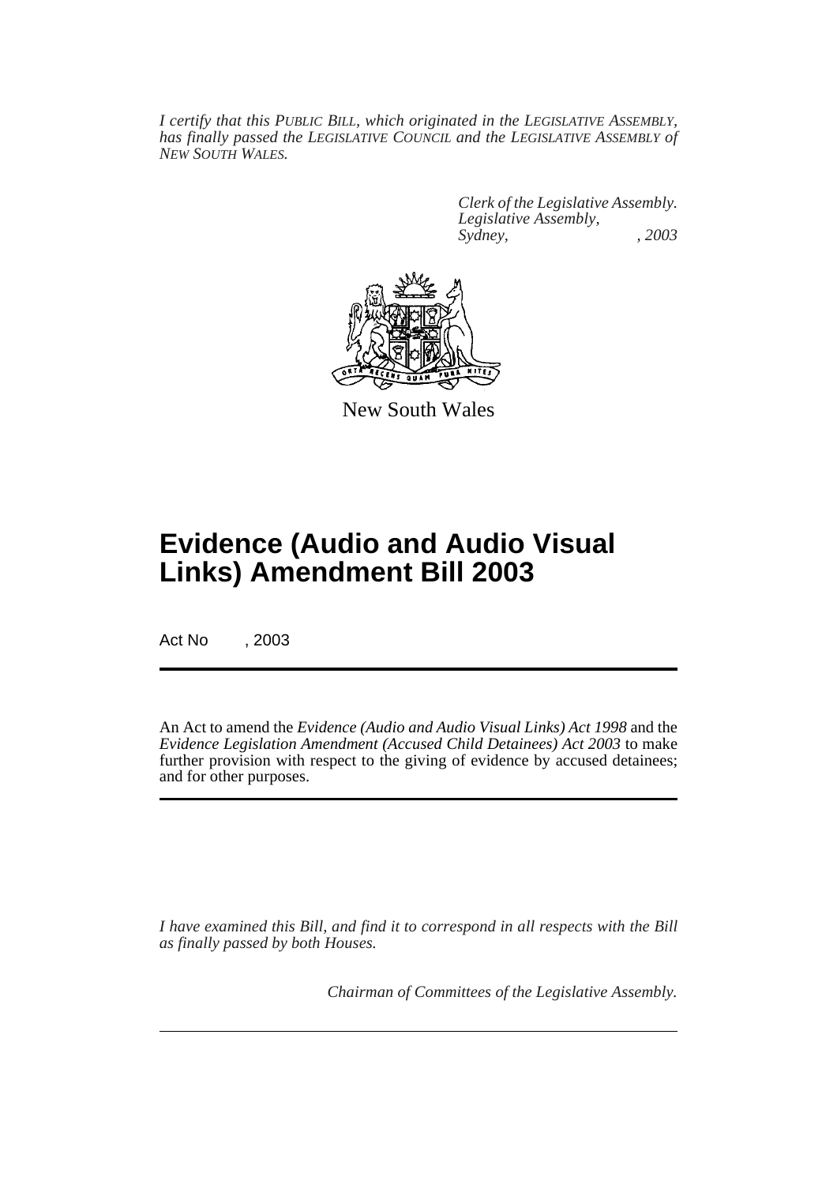*I certify that this PUBLIC BILL, which originated in the LEGISLATIVE ASSEMBLY, has finally passed the LEGISLATIVE COUNCIL and the LEGISLATIVE ASSEMBLY of NEW SOUTH WALES.*

*Clerk of the Legislative Assembly.*
*Legislative Assembly,*
*Sydney, , 2003*

New South Wales

# Evidence (Audio and Audio Visual Links) Amendment Bill 2003

Act No , 2003

An Act to amend the *Evidence (Audio and Audio Visual Links) Act 1998* and the *Evidence Legislation Amendment (Accused Child Detainees) Act 2003* to make further provision with respect to the giving of evidence by accused detainees; and for other purposes.

*I have examined this Bill, and find it to correspond in all respects with the Bill as finally passed by both Houses.*

*Chairman of Committees of the Legislative Assembly.*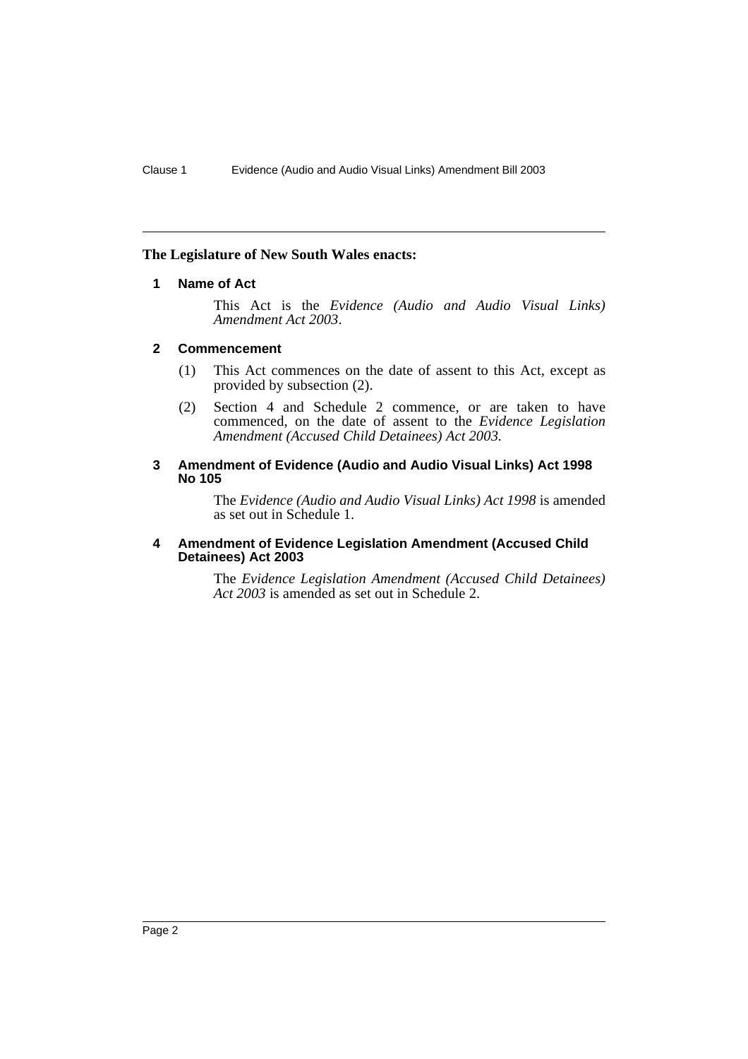**The Legislature of New South Wales enacts:**

### 1 Name of Act

This Act is the *Evidence (Audio and Audio Visual Links) Amendment Act 2003*.

### 2 Commencement

(1) This Act commences on the date of assent to this Act, except as provided by subsection (2).

(2) Section 4 and Schedule 2 commence, or are taken to have commenced, on the date of assent to the *Evidence Legislation Amendment (Accused Child Detainees) Act 2003.*

### 3 Amendment of Evidence (Audio and Audio Visual Links) Act 1998 No 105

The *Evidence (Audio and Audio Visual Links) Act 1998* is amended as set out in Schedule 1.

### 4 Amendment of Evidence Legislation Amendment (Accused Child Detainees) Act 2003

The *Evidence Legislation Amendment (Accused Child Detainees) Act 2003* is amended as set out in Schedule 2.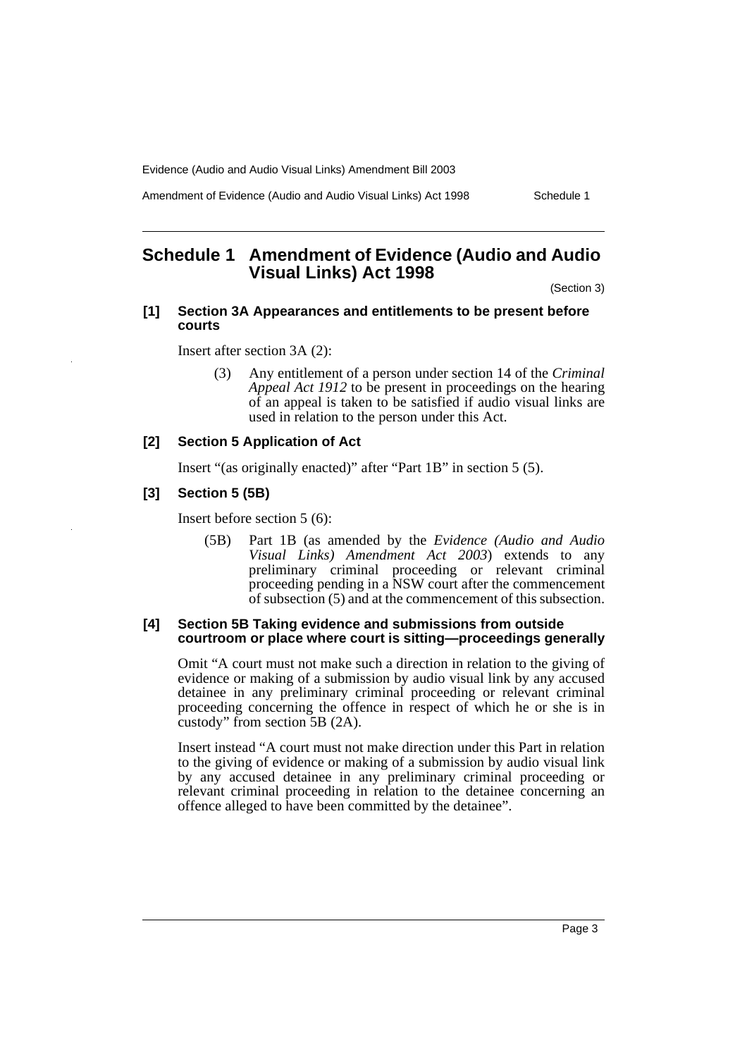## Schedule 1 Amendment of Evidence (Audio and Audio Visual Links) Act 1998

(Section 3)

**[1] Section 3A Appearances and entitlements to be present before courts**

Insert after section 3A (2):

> (3) Any entitlement of a person under section 14 of the *Criminal Appeal Act 1912* to be present in proceedings on the hearing of an appeal is taken to be satisfied if audio visual links are used in relation to the person under this Act.

**[2] Section 5 Application of Act**

Insert "(as originally enacted)" after "Part 1B" in section 5 (5).

**[3] Section 5 (5B)**

Insert before section 5 (6):

> (5B) Part 1B (as amended by the *Evidence (Audio and Audio Visual Links) Amendment Act 2003*) extends to any preliminary criminal proceeding or relevant criminal proceeding pending in a NSW court after the commencement of subsection (5) and at the commencement of this subsection.

**[4] Section 5B Taking evidence and submissions from outside courtroom or place where court is sitting—proceedings generally**

Omit "A court must not make such a direction in relation to the giving of evidence or making of a submission by audio visual link by any accused detainee in any preliminary criminal proceeding or relevant criminal proceeding concerning the offence in respect of which he or she is in custody" from section 5B (2A).

Insert instead "A court must not make direction under this Part in relation to the giving of evidence or making of a submission by audio visual link by any accused detainee in any preliminary criminal proceeding or relevant criminal proceeding in relation to the detainee concerning an offence alleged to have been committed by the detainee".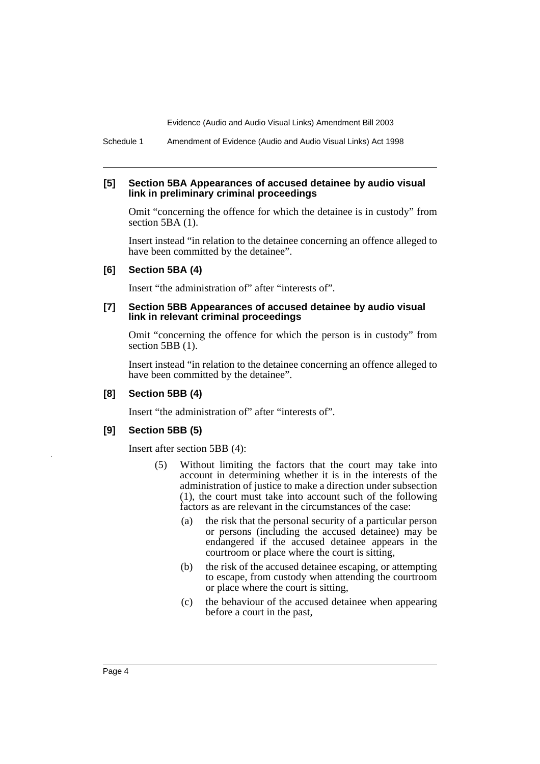### [5] Section 5BA Appearances of accused detainee by audio visual link in preliminary criminal proceedings

Omit "concerning the offence for which the detainee is in custody" from section 5BA (1).

Insert instead "in relation to the detainee concerning an offence alleged to have been committed by the detainee".

### [6] Section 5BA (4)

Insert "the administration of" after "interests of".

### [7] Section 5BB Appearances of accused detainee by audio visual link in relevant criminal proceedings

Omit "concerning the offence for which the person is in custody" from section 5BB (1).

Insert instead "in relation to the detainee concerning an offence alleged to have been committed by the detainee".

### [8] Section 5BB (4)

Insert "the administration of" after "interests of".

### [9] Section 5BB (5)

Insert after section 5BB (4):

> (5) Without limiting the factors that the court may take into account in determining whether it is in the interests of the administration of justice to make a direction under subsection (1), the court must take into account such of the following factors as are relevant in the circumstances of the case:
>
> (a) the risk that the personal security of a particular person or persons (including the accused detainee) may be endangered if the accused detainee appears in the courtroom or place where the court is sitting,
>
> (b) the risk of the accused detainee escaping, or attempting to escape, from custody when attending the courtroom or place where the court is sitting,
>
> (c) the behaviour of the accused detainee when appearing before a court in the past,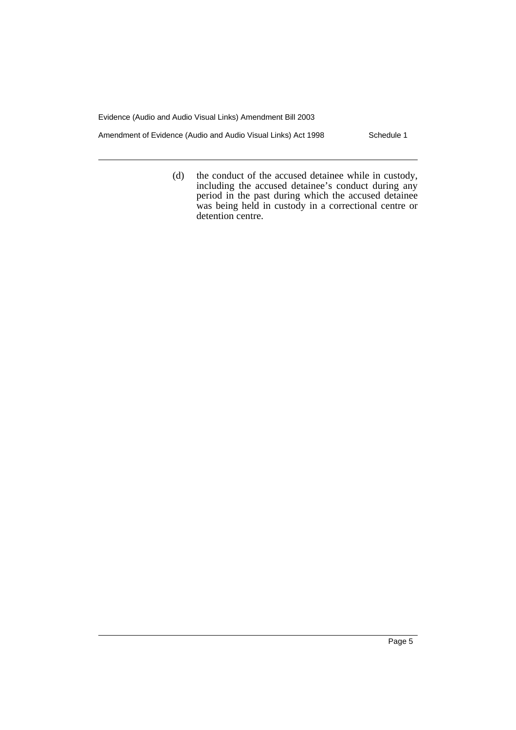(d) the conduct of the accused detainee while in custody, including the accused detainee's conduct during any period in the past during which the accused detainee was being held in custody in a correctional centre or detention centre.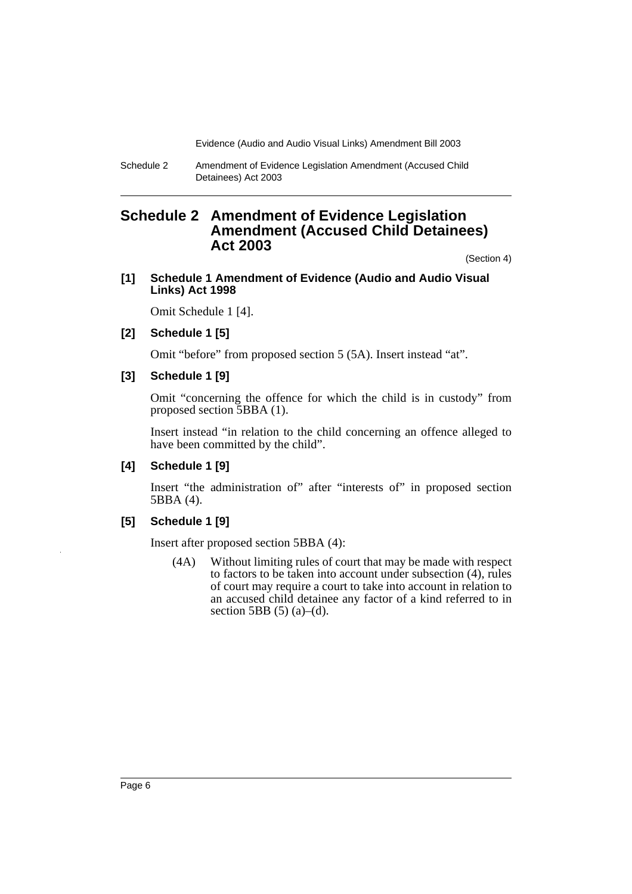# Schedule 2 Amendment of Evidence Legislation Amendment (Accused Child Detainees) Act 2003

(Section 4)

**[1] Schedule 1 Amendment of Evidence (Audio and Audio Visual Links) Act 1998**

Omit Schedule 1 [4].

**[2] Schedule 1 [5]**

Omit "before" from proposed section 5 (5A). Insert instead "at".

**[3] Schedule 1 [9]**

Omit "concerning the offence for which the child is in custody" from proposed section 5BBA (1).

Insert instead "in relation to the child concerning an offence alleged to have been committed by the child".

**[4] Schedule 1 [9]**

Insert "the administration of" after "interests of" in proposed section 5BBA (4).

**[5] Schedule 1 [9]**

Insert after proposed section 5BBA (4):

> (4A) Without limiting rules of court that may be made with respect to factors to be taken into account under subsection (4), rules of court may require a court to take into account in relation to an accused child detainee any factor of a kind referred to in section 5BB (5) (a)–(d).